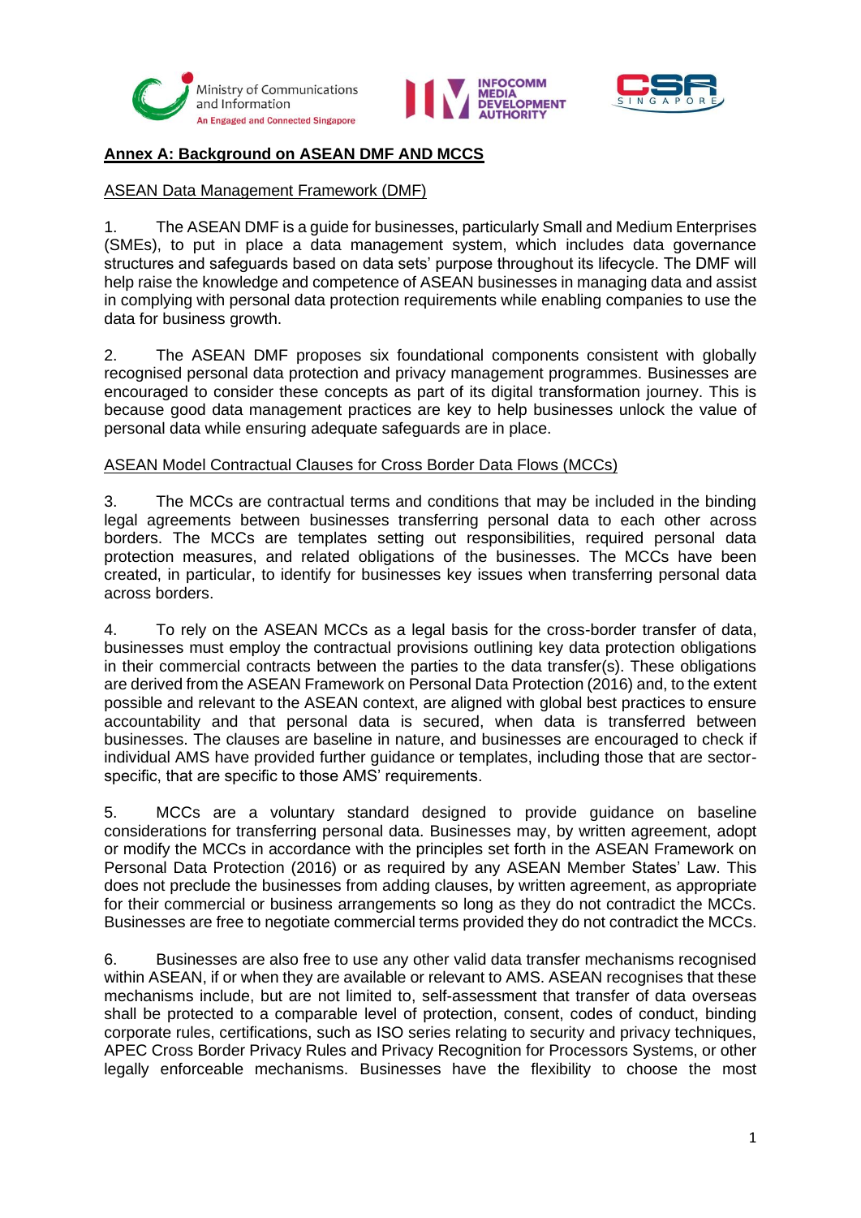## Annex A: Background on ASEAN DMF AND MCCS

### ASEAN Data Management Framework (DMF)

1. The ASEAN DMF is a guide for businesses, particularly Small and Medium Enterprises (SMEs), to put in place a data management system, which includes data governance structures and safeguards based on data sets' purpose throughout its lifecycle. The DMF will help raise the knowledge and competence of ASEAN businesses in managing data and assist in complying with personal data protection requirements while enabling companies to use the data for business growth.

2. The ASEAN DMF proposes six foundational components consistent with globally recognised personal data protection and privacy management programmes. Businesses are encouraged to consider these concepts as part of its digital transformation journey. This is because good data management practices are key to help businesses unlock the value of personal data while ensuring adequate safeguards are in place.

### ASEAN Model Contractual Clauses for Cross Border Data Flows (MCCs)

3. The MCCs are contractual terms and conditions that may be included in the binding legal agreements between businesses transferring personal data to each other across borders. The MCCs are templates setting out responsibilities, required personal data protection measures, and related obligations of the businesses. The MCCs have been created, in particular, to identify for businesses key issues when transferring personal data across borders.

4. To rely on the ASEAN MCCs as a legal basis for the cross-border transfer of data, businesses must employ the contractual provisions outlining key data protection obligations in their commercial contracts between the parties to the data transfer(s). These obligations are derived from the ASEAN Framework on Personal Data Protection (2016) and, to the extent possible and relevant to the ASEAN context, are aligned with global best practices to ensure accountability and that personal data is secured, when data is transferred between businesses. The clauses are baseline in nature, and businesses are encouraged to check if individual AMS have provided further guidance or templates, including those that are sector-specific, that are specific to those AMS' requirements.

5. MCCs are a voluntary standard designed to provide guidance on baseline considerations for transferring personal data. Businesses may, by written agreement, adopt or modify the MCCs in accordance with the principles set forth in the ASEAN Framework on Personal Data Protection (2016) or as required by any ASEAN Member States' Law. This does not preclude the businesses from adding clauses, by written agreement, as appropriate for their commercial or business arrangements so long as they do not contradict the MCCs. Businesses are free to negotiate commercial terms provided they do not contradict the MCCs.

6. Businesses are also free to use any other valid data transfer mechanisms recognised within ASEAN, if or when they are available or relevant to AMS. ASEAN recognises that these mechanisms include, but are not limited to, self-assessment that transfer of data overseas shall be protected to a comparable level of protection, consent, codes of conduct, binding corporate rules, certifications, such as ISO series relating to security and privacy techniques, APEC Cross Border Privacy Rules and Privacy Recognition for Processors Systems, or other legally enforceable mechanisms. Businesses have the flexibility to choose the most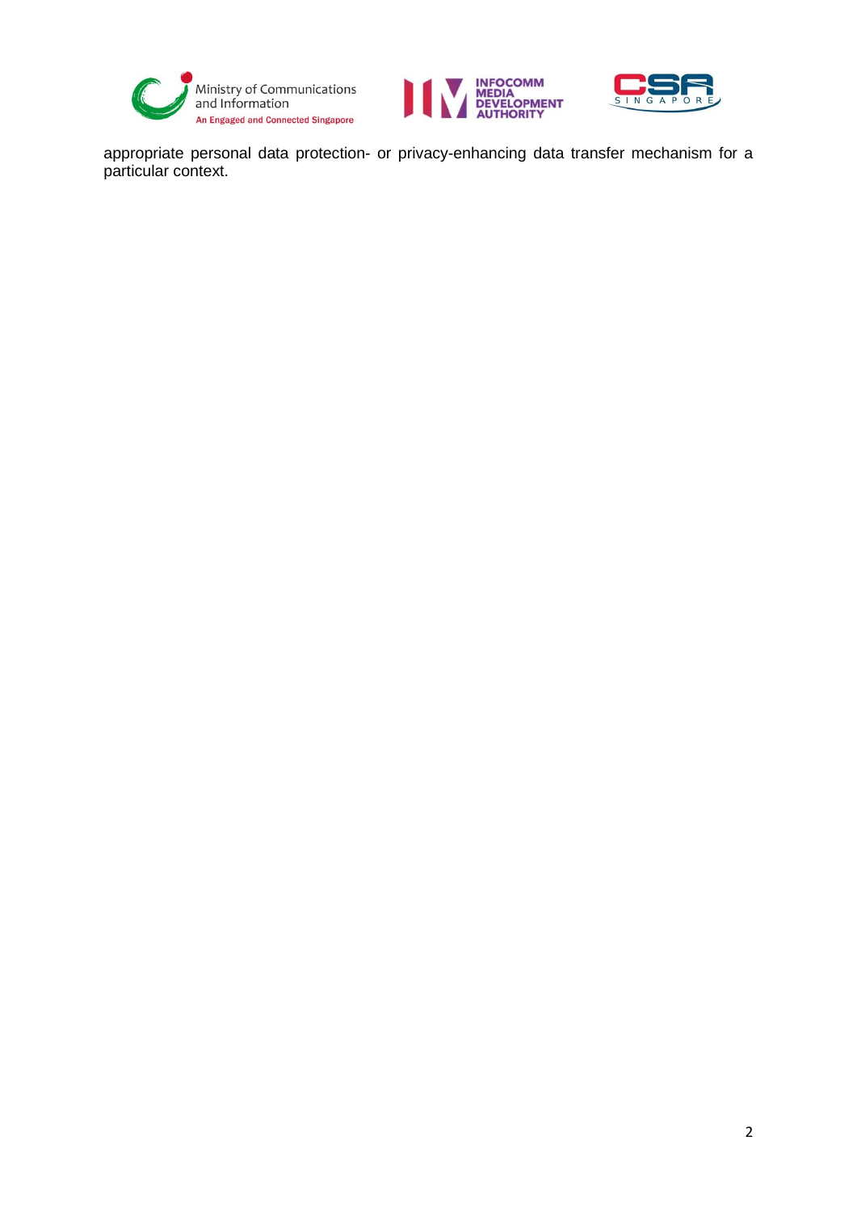appropriate personal data protection- or privacy-enhancing data transfer mechanism for a particular context.